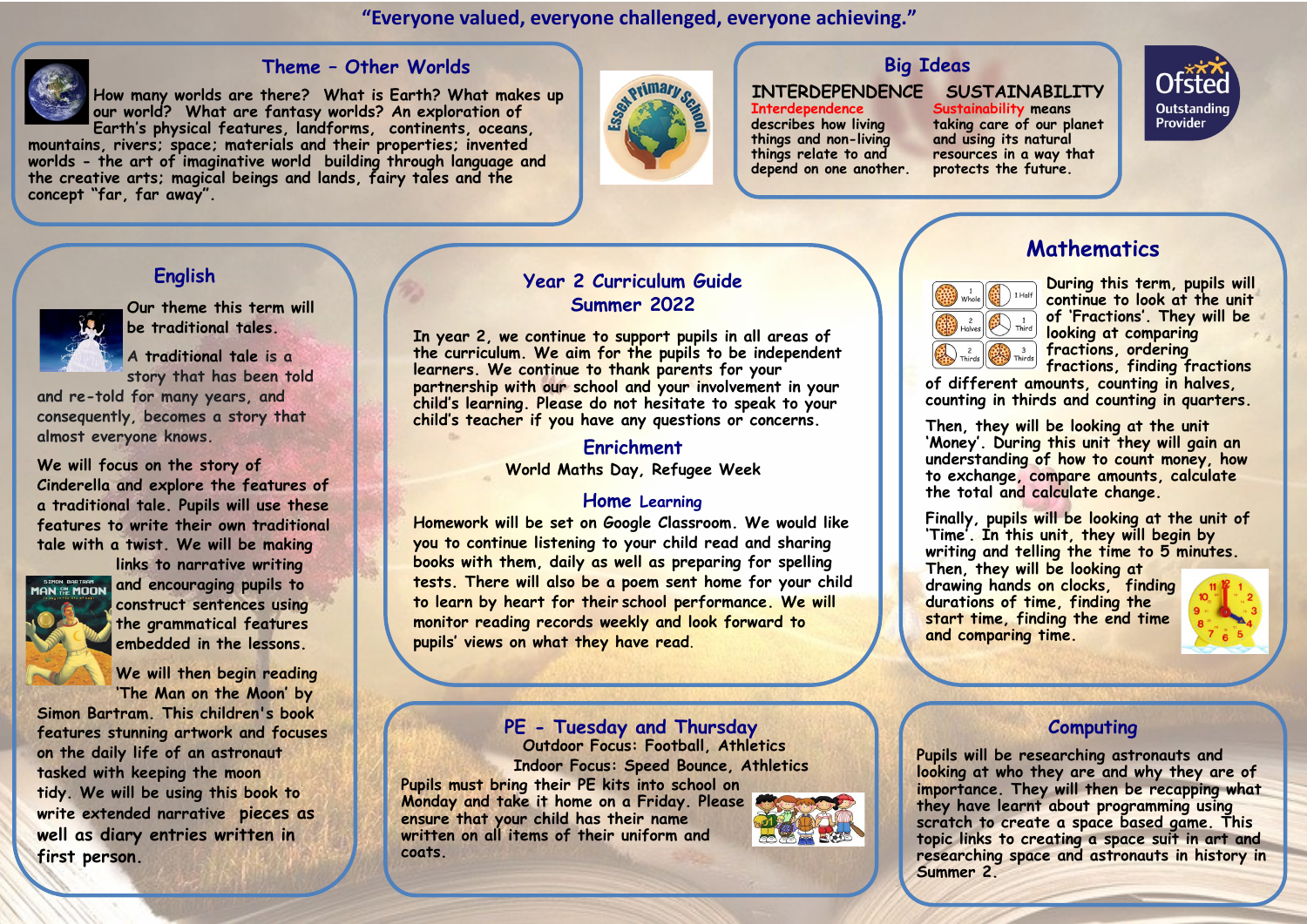"Everyone valued, everyone challenged, everyone achieving."

## Theme – Other Worlds

How many worlds are there? What is Earth? What makes up our world? What are fantasy worlds? An exploration of Earth's physical features, landforms, continents, oceans, mountains, rivers; space; materials and their properties; invented worlds - the art of imaginative world building through language and the creative arts; magical beings and lands, fairy tales and the concept "far, far away".

## Big Ideas

**INTERDEPENDENCE**

Interdependence describes how living things and non-living things relate to and depend on one another.

**SUSTAINABILITY**

Sustainability means taking care of our planet and using its natural resources in a way that protects the future.

Ofsted Outstanding Provider

# Year 2 Curriculum Guide Summer 2022

In year 2, we continue to support pupils in all areas of the curriculum. We aim for the pupils to be independent learners. We continue to thank parents for your partnership with our school and your involvement in your child's learning. Please do not hesitate to speak to your child's teacher if you have any questions or concerns.

## Enrichment

World Maths Day, Refugee Week

## Home Learning

Homework will be set on Google Classroom. We would like you to continue listening to your child read and sharing books with them, daily as well as preparing for spelling tests. There will also be a poem sent home for your child to learn by heart for their school performance. We will monitor reading records weekly and look forward to pupils' views on what they have read.

## English

Our theme this term will be traditional tales.

A traditional tale is a story that has been told and re-told for many years, and consequently, becomes a story that almost everyone knows.

We will focus on the story of Cinderella and explore the features of a traditional tale. Pupils will use these features to write their own traditional tale with a twist. We will be making links to narrative writing and encouraging pupils to construct sentences using the grammatical features embedded in the lessons.

We will then begin reading 'The Man on the Moon' by Simon Bartram. This children's book features stunning artwork and focuses on the daily life of an astronaut tasked with keeping the moon tidy. We will be using this book to write extended narrative pieces as well as diary entries written in first person.

## Mathematics

During this term, pupils will continue to look at the unit of 'Fractions'. They will be looking at comparing fractions, ordering fractions, finding fractions of different amounts, counting in halves, counting in thirds and counting in quarters.

Then, they will be looking at the unit 'Money'. During this unit they will gain an understanding of how to count money, how to exchange, compare amounts, calculate the total and calculate change.

Finally, pupils will be looking at the unit of 'Time'. In this unit, they will begin by writing and telling the time to 5 minutes. Then, they will be looking at drawing hands on clocks, finding durations of time, finding the start time, finding the end time and comparing time.

## PE - Tuesday and Thursday

Outdoor Focus: Football, Athletics

Indoor Focus: Speed Bounce, Athletics

Pupils must bring their PE kits into school on Monday and take it home on a Friday. Please ensure that your child has their name written on all items of their uniform and coats.

## Computing

Pupils will be researching astronauts and looking at who they are and why they are of importance. They will then be recapping what they have learnt about programming using scratch to create a space based game. This topic links to creating a space suit in art and researching space and astronauts in history in Summer 2.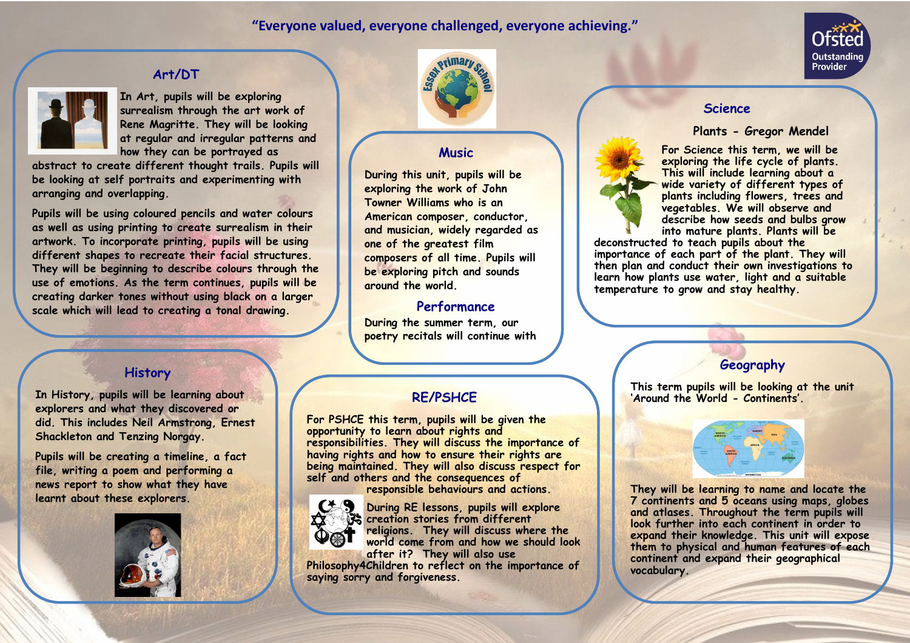"Everyone valued, everyone challenged, everyone achieving."

## Art/DT

In Art, pupils will be exploring surrealism through the art work of Rene Magritte. They will be looking at regular and irregular patterns and how they can be portrayed as abstract to create different thought trails. Pupils will be looking at self portraits and experimenting with arranging and overlapping.

Pupils will be using coloured pencils and water colours as well as using printing to create surrealism in their artwork. To incorporate printing, pupils will be using different shapes to recreate their facial structures. They will be beginning to describe colours through the use of emotions. As the term continues, pupils will be creating darker tones without using black on a larger scale which will lead to creating a tonal drawing.

## Music

During this unit, pupils will be exploring the work of John Towner Williams who is an American composer, conductor, and musician, widely regarded as one of the greatest film composers of all time. Pupils will be exploring pitch and sounds around the world.

## Performance

During the summer term, our poetry recitals will continue with

## Science

### Plants - Gregor Mendel

For Science this term, we will be exploring the life cycle of plants. This will include learning about a wide variety of different types of plants including flowers, trees and vegetables. We will observe and describe how seeds and bulbs grow into mature plants. Plants will be deconstructed to teach pupils about the importance of each part of the plant. They will then plan and conduct their own investigations to learn how plants use water, light and a suitable temperature to grow and stay healthy.

## History

In History, pupils will be learning about explorers and what they discovered or did. This includes Neil Armstrong, Ernest Shackleton and Tenzing Norgay.

Pupils will be creating a timeline, a fact file, writing a poem and performing a news report to show what they have learnt about these explorers.

## RE/PSHCE

For PSHCE this term, pupils will be given the opportunity to learn about rights and responsibilities. They will discuss the importance of having rights and how to ensure their rights are being maintained. They will also discuss respect for self and others and the consequences of responsible behaviours and actions.

During RE lessons, pupils will explore creation stories from different religions. They will discuss where the world come from and how we should look after it? They will also use Philosophy4Children to reflect on the importance of saying sorry and forgiveness.

## Geography

This term pupils will be looking at the unit 'Around the World - Continents'.

They will be learning to name and locate the 7 continents and 5 oceans using maps, globes and atlases. Throughout the term pupils will look further into each continent in order to expand their knowledge. This unit will expose them to physical and human features of each continent and expand their geographical vocabulary.